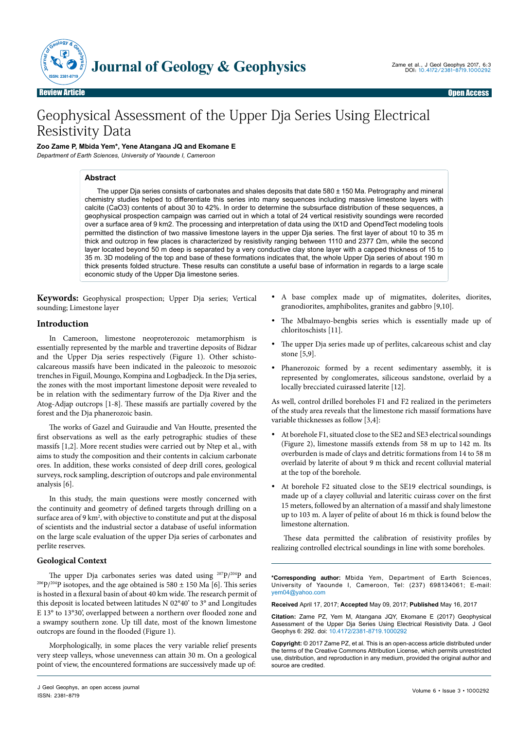Review Article — Open Access

# Geophysical Assessment of the Upper Dja Series Using Electrical Resistivity Data

**Zoo Zame P, Mbida Yem\*, Yene Atangana JQ and Ekomane E**

*Department of Earth Sciences, University of Yaounde I, Cameroon*

## Abstract

The upper Dja series consists of carbonates and shales deposits that date 580 ± 150 Ma. Petrography and mineral chemistry studies helped to differentiate this series into many sequences including massive limestone layers with calcite (CaO3) contents of about 30 to 42%. In order to determine the subsurface distribution of these sequences, a geophysical prospection campaign was carried out in which a total of 24 vertical resistivity soundings were recorded over a surface area of 9 km2. The processing and interpretation of data using the IX1D and OpendTect modeling tools permitted the distinction of two massive limestone layers in the upper Dja series. The first layer of about 10 to 35 m thick and outcrop in few places is characterized by resistivity ranging between 1110 and 2377 Ωm, while the second layer located beyond 50 m deep is separated by a very conductive clay stone layer with a capped thickness of 15 to 35 m. 3D modeling of the top and base of these formations indicates that, the whole Upper Dja series of about 190 m thick presents folded structure. These results can constitute a useful base of information in regards to a large scale economic study of the Upper Dja limestone series.

**Keywords:** Geophysical prospection; Upper Dja series; Vertical sounding; Limestone layer

## Introduction

In Cameroon, limestone neoproterozoic metamorphism is essentially represented by the marble and travertine deposits of Bidzar and the Upper Dja series respectively (Figure 1). Other schisto-calcareous massifs have been indicated in the paleozoic to mesozoic trenches in Figuil, Moungo, Kompina and Logbadjeck. In the Dja series, the zones with the most important limestone deposit were revealed to be in relation with the sedimentary furrow of the Dja River and the Atog-Adjap outcrops [1-8]. These massifs are partially covered by the forest and the Dja phanerozoic basin.

The works of Gazel and Guiraudie and Van Houtte, presented the first observations as well as the early petrographic studies of these massifs [1,2]. More recent studies were carried out by Ntep et al., with aims to study the composition and their contents in calcium carbonate ores. In addition, these works consisted of deep drill cores, geological surveys, rock sampling, description of outcrops and pale environmental analysis [6].

In this study, the main questions were mostly concerned with the continuity and geometry of defined targets through drilling on a surface area of 9 km$^2$, with objective to constitute and put at the disposal of scientists and the industrial sector a database of useful information on the large scale evaluation of the upper Dja series of carbonates and perlite reserves.

## Geological Context

The upper Dja carbonates series was dated using $^{207}P/^{204}P$ and $^{206}P/^{204}P$ isotopes, and the age obtained is 580 ± 150 Ma [6]. This series is hosted in a flexural basin of about 40 km wide. The research permit of this deposit is located between latitudes N 02°40' to 3° and Longitudes E 13° to 13°30', overlapped between a northern over flooded zone and a swampy southern zone. Up till date, most of the known limestone outcrops are found in the flooded (Figure 1).

Morphologically, in some places the very variable relief presents very steep valleys, whose unevenness can attain 30 m. On a geological point of view, the encountered formations are successively made up of:

- A base complex made up of migmatites, dolerites, diorites, granodiorites, amphibolites, granites and gabbro [9,10].
- The Mbalmayo-bengbis series which is essentially made up of chloritoschists [11].
- The upper Dja series made up of perlites, calcareous schist and clay stone [5,9].
- Phanerozoic formed by a recent sedimentary assembly, it is represented by conglomerates, siliceous sandstone, overlaid by a locally brecciated cuirassed laterite [12].

As well, control drilled boreholes F1 and F2 realized in the perimeters of the study area reveals that the limestone rich massif formations have variable thicknesses as follow [3,4]:

- At borehole F1, situated close to the SE2 and SE3 electrical soundings (Figure 2), limestone massifs extends from 58 m up to 142 m. Its overburden is made up of clays and detritic formations from 14 to 58 m overlaid by laterite of about 9 m thick and recent colluvial material at the top of the borehole.
- At borehole F2 situated close to the SE19 electrical soundings, is made up of a clayey colluvial and lateritic cuirass cover on the first 15 meters, followed by an alternation of a massif and shaly limestone up to 103 m. A layer of pelite of about 16 m thick is found below the limestone alternation.

These data permitted the calibration of resistivity profiles by realizing controlled electrical soundings in line with some boreholes.

**\*Corresponding author:** Mbida Yem, Department of Earth Sciences, University of Yaounde I, Cameroon, Tel: (237) 698134061; E-mail: yem04@yahoo.com

**Received** April 17, 2017; **Accepted** May 09, 2017; **Published** May 16, 2017

**Citation:** Zame PZ, Yem M, Atangana JQY, Ekomane E (2017) Geophysical Assessment of the Upper Dja Series Using Electrical Resistivity Data. J Geol Geophys 6: 292. doi: 10.4172/2381-8719.1000292

**Copyright:** © 2017 Zame PZ, et al. This is an open-access article distributed under the terms of the Creative Commons Attribution License, which permits unrestricted use, distribution, and reproduction in any medium, provided the original author and source are credited.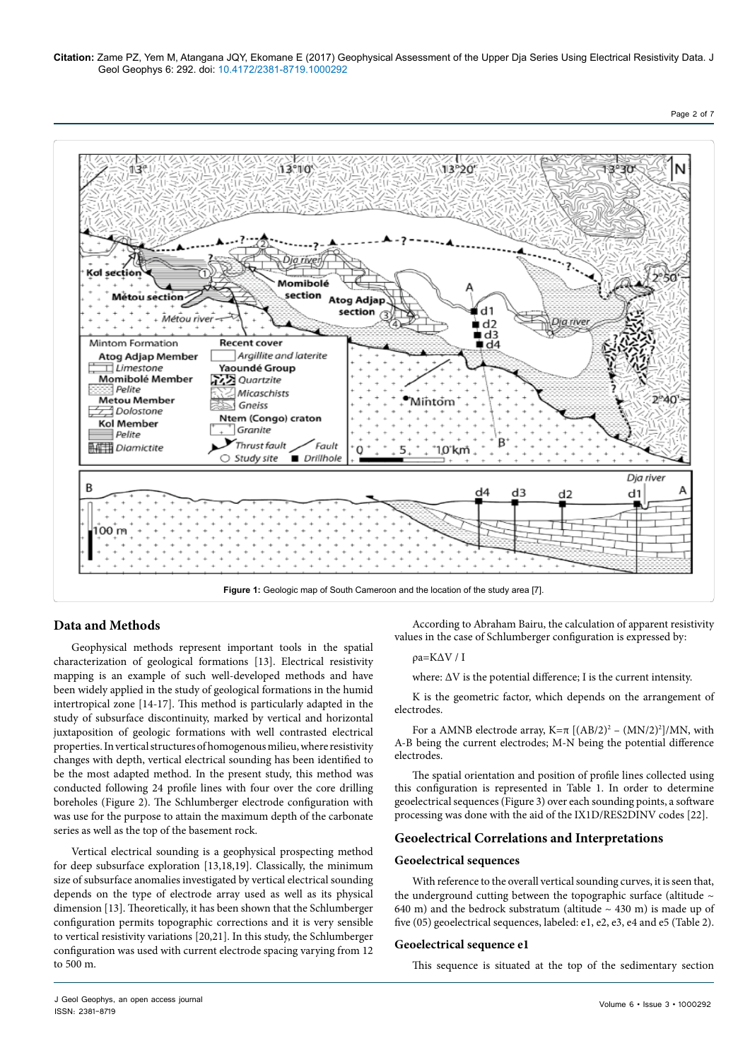Figure 1: Geologic map of South Cameroon and the location of the study area [7].

## Data and Methods

Geophysical methods represent important tools in the spatial characterization of geological formations [13]. Electrical resistivity mapping is an example of such well-developed methods and have been widely applied in the study of geological formations in the humid intertropical zone [14-17]. This method is particularly adapted in the study of subsurface discontinuity, marked by vertical and horizontal juxtaposition of geologic formations with well contrasted electrical properties. In vertical structures of homogenous milieu, where resistivity changes with depth, vertical electrical sounding has been identified to be the most adapted method. In the present study, this method was conducted following 24 profile lines with four over the core drilling boreholes (Figure 2). The Schlumberger electrode configuration with was use for the purpose to attain the maximum depth of the carbonate series as well as the top of the basement rock.

Vertical electrical sounding is a geophysical prospecting method for deep subsurface exploration [13,18,19]. Classically, the minimum size of subsurface anomalies investigated by vertical electrical sounding depends on the type of electrode array used as well as its physical dimension [13]. Theoretically, it has been shown that the Schlumberger configuration permits topographic corrections and it is very sensible to vertical resistivity variations [20,21]. In this study, the Schlumberger configuration was used with current electrode spacing varying from 12 to 500 m.

According to Abraham Bairu, the calculation of apparent resistivity values in the case of Schlumberger configuration is expressed by:

$\rho a = K\Delta V / I$

where: $\Delta V$ is the potential difference; I is the current intensity.

K is the geometric factor, which depends on the arrangement of electrodes.

For a AMNB electrode array, $K=\pi\ [(AB/2)^2 - (MN/2)^2]/MN$, with A-B being the current electrodes; M-N being the potential difference electrodes.

The spatial orientation and position of profile lines collected using this configuration is represented in Table 1. In order to determine geoelectrical sequences (Figure 3) over each sounding points, a software processing was done with the aid of the IX1D/RES2DINV codes [22].

## Geoelectrical Correlations and Interpretations

### Geoelectrical sequences

With reference to the overall vertical sounding curves, it is seen that, the underground cutting between the topographic surface (altitude ~ 640 m) and the bedrock substratum (altitude ~ 430 m) is made up of five (05) geoelectrical sequences, labeled: e1, e2, e3, e4 and e5 (Table 2).

### Geoelectrical sequence e1

This sequence is situated at the top of the sedimentary section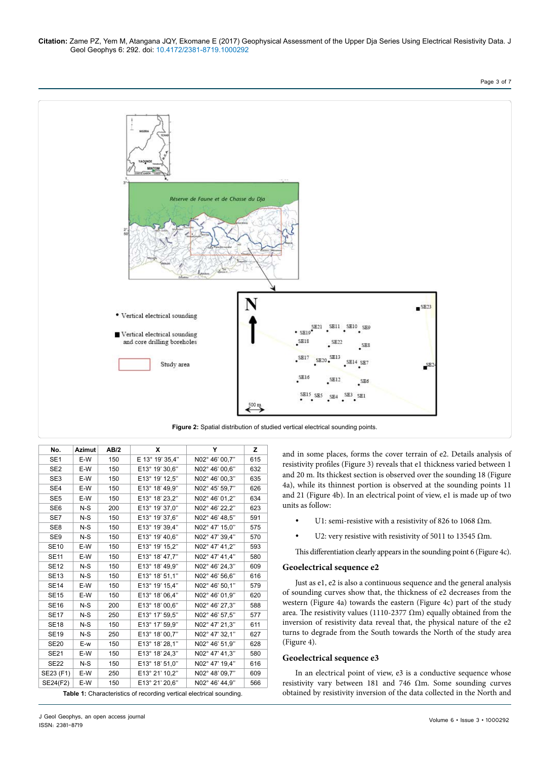Figure 2: Spatial distribution of studied vertical electrical sounding points.

| No. | Azimut | AB/2 | X | Y | Z |
|---|---|---|---|---|---|
| SE1 | E-W | 150 | E 13° 19' 35,4" | N02° 46' 00,7" | 615 |
| SE2 | E-W | 150 | E13° 19' 30,6" | N02° 46' 00,6" | 632 |
| SE3 | E-W | 150 | E13° 19' 12,5" | N02° 46' 00,3" | 635 |
| SE4 | E-W | 150 | E13° 18' 49,9" | N02° 45' 59,7" | 626 |
| SE5 | E-W | 150 | E13° 18' 23,2" | N02° 46' 01,2" | 634 |
| SE6 | N-S | 200 | E13° 19' 37,0" | N02° 46' 22,2" | 623 |
| SE7 | N-S | 150 | E13° 19' 37,6" | N02° 46' 48,5" | 591 |
| SE8 | N-S | 150 | E13° 19' 39,4" | N02° 47' 15,0" | 575 |
| SE9 | N-S | 150 | E13° 19' 40,6" | N02° 47' 39,4" | 570 |
| SE10 | E-W | 150 | E13° 19' 15,2" | N02° 47' 41,2" | 593 |
| SE11 | E-W | 150 | E13° 18' 47,7" | N02° 47' 41,4" | 580 |
| SE12 | N-S | 150 | E13° 18' 49,9" | N02° 46' 24,3" | 609 |
| SE13 | N-S | 150 | E13° 18' 51,1" | N02° 46' 56,6" | 616 |
| SE14 | E-W | 150 | E13° 19' 15,4" | N02° 46' 50,1" | 579 |
| SE15 | E-W | 150 | E13° 18' 06,4" | N02° 46' 01,9" | 620 |
| SE16 | N-S | 200 | E13° 18' 00,6" | N02° 46' 27,3" | 588 |
| SE17 | N-S | 250 | E13° 17' 59,5" | N02° 46' 57,5" | 577 |
| SE18 | N-S | 150 | E13° 17' 59,9" | N02° 47' 21,3" | 611 |
| SE19 | N-S | 250 | E13° 18' 00,7" | N02° 47' 32,1" | 627 |
| SE20 | E-w | 150 | E13° 18' 28,1" | N02° 46' 51,9" | 628 |
| SE21 | E-W | 150 | E13° 18' 24,3" | N02° 47' 41,3" | 580 |
| SE22 | N-S | 150 | E13° 18' 51,0" | N02° 47' 19,4" | 616 |
| SE23 (F1) | E-W | 250 | E13° 21' 10,2" | N02° 48' 09,7" | 609 |
| SE24(F2) | E-W | 150 | E13° 21' 20,6" | N02° 46' 44,9" | 566 |

Table 1: Characteristics of recording vertical electrical sounding.

and in some places, forms the cover terrain of e2. Details analysis of resistivity profiles (Figure 3) reveals that e1 thickness varied between 1 and 20 m. Its thickest section is observed over the sounding 18 (Figure 4a), while its thinnest portion is observed at the sounding points 11 and 21 (Figure 4b). In an electrical point of view, e1 is made up of two units as follow:

- U1: semi-resistive with a resistivity of 826 to 1068 Ωm.
- U2: very resistive with resistivity of 5011 to 13545 Ωm.

This differentiation clearly appears in the sounding point 6 (Figure 4c).

## Geoelectrical sequence e2

Just as e1, e2 is also a continuous sequence and the general analysis of sounding curves show that, the thickness of e2 decreases from the western (Figure 4a) towards the eastern (Figure 4c) part of the study area. The resistivity values (1110-2377 Ωm) equally obtained from the inversion of resistivity data reveal that, the physical nature of the e2 turns to degrade from the South towards the North of the study area (Figure 4).

## Geoelectrical sequence e3

In an electrical point of view, e3 is a conductive sequence whose resistivity vary between 181 and 746 Ωm. Some sounding curves obtained by resistivity inversion of the data collected in the North and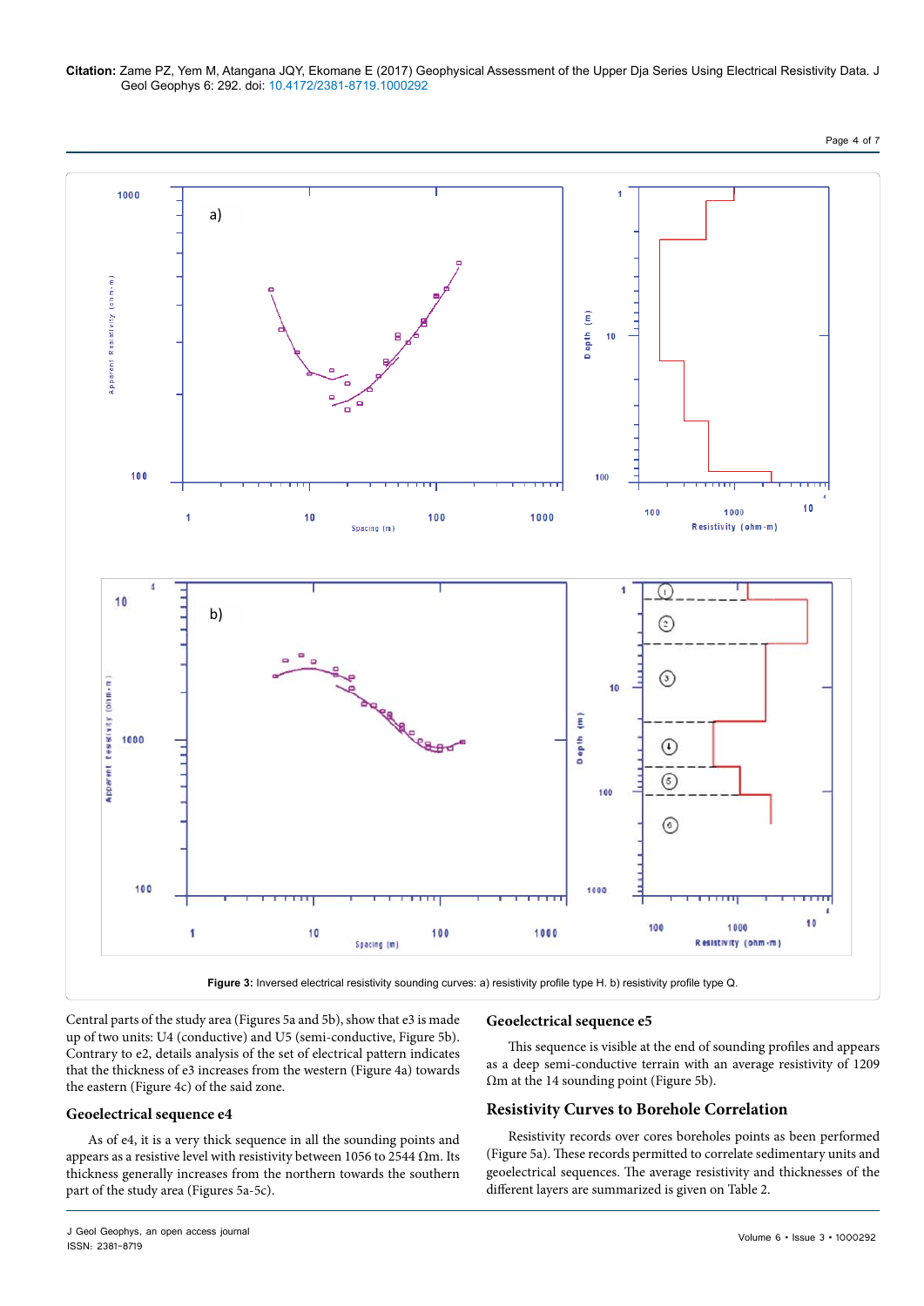Figure 3: Inversed electrical resistivity sounding curves: a) resistivity profile type H. b) resistivity profile type Q.

Central parts of the study area (Figures 5a and 5b), show that e3 is made up of two units: U4 (conductive) and U5 (semi-conductive, Figure 5b). Contrary to e2, details analysis of the set of electrical pattern indicates that the thickness of e3 increases from the western (Figure 4a) towards the eastern (Figure 4c) of the said zone.

### Geoelectrical sequence e4

As of e4, it is a very thick sequence in all the sounding points and appears as a resistive level with resistivity between 1056 to 2544 Ωm. Its thickness generally increases from the northern towards the southern part of the study area (Figures 5a-5c).

### Geoelectrical sequence e5

This sequence is visible at the end of sounding profiles and appears as a deep semi-conductive terrain with an average resistivity of 1209 Ωm at the 14 sounding point (Figure 5b).

## Resistivity Curves to Borehole Correlation

Resistivity records over cores boreholes points as been performed (Figure 5a). These records permitted to correlate sedimentary units and geoelectrical sequences. The average resistivity and thicknesses of the different layers are summarized is given on Table 2.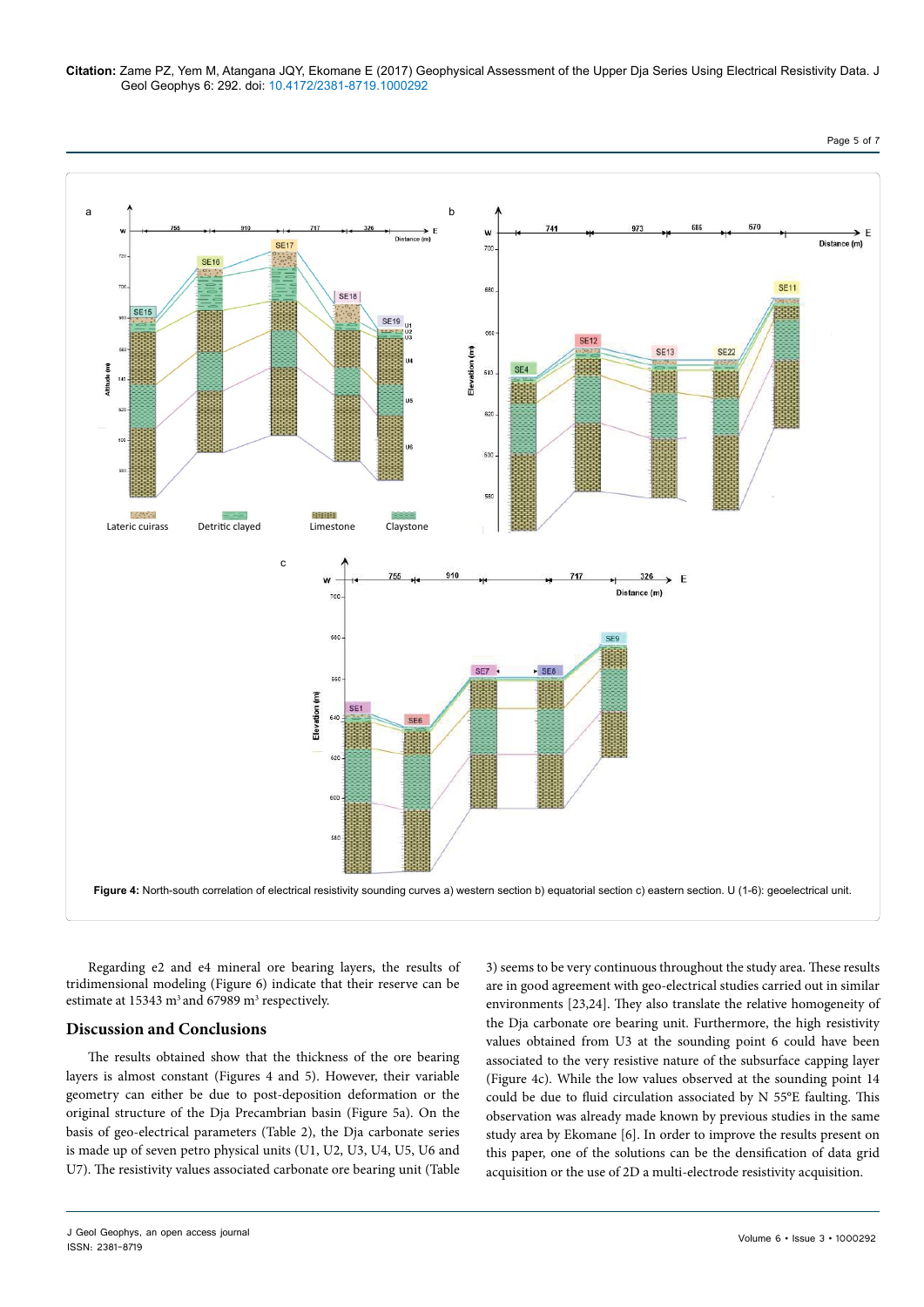**Figure 4:** North-south correlation of electrical resistivity sounding curves a) western section b) equatorial section c) eastern section. U (1-6): geoelectrical unit.

Regarding e2 and e4 mineral ore bearing layers, the results of tridimensional modeling (Figure 6) indicate that their reserve can be estimate at 15343 m³ and 67989 m³ respectively.

## Discussion and Conclusions

The results obtained show that the thickness of the ore bearing layers is almost constant (Figures 4 and 5). However, their variable geometry can either be due to post-deposition deformation or the original structure of the Dja Precambrian basin (Figure 5a). On the basis of geo-electrical parameters (Table 2), the Dja carbonate series is made up of seven petro physical units (U1, U2, U3, U4, U5, U6 and U7). The resistivity values associated carbonate ore bearing unit (Table 3) seems to be very continuous throughout the study area. These results are in good agreement with geo-electrical studies carried out in similar environments [23,24]. They also translate the relative homogeneity of the Dja carbonate ore bearing unit. Furthermore, the high resistivity values obtained from U3 at the sounding point 6 could have been associated to the very resistive nature of the subsurface capping layer (Figure 4c). While the low values observed at the sounding point 14 could be due to fluid circulation associated by N 55°E faulting. This observation was already made known by previous studies in the same study area by Ekomane [6]. In order to improve the results present on this paper, one of the solutions can be the densification of data grid acquisition or the use of 2D a multi-electrode resistivity acquisition.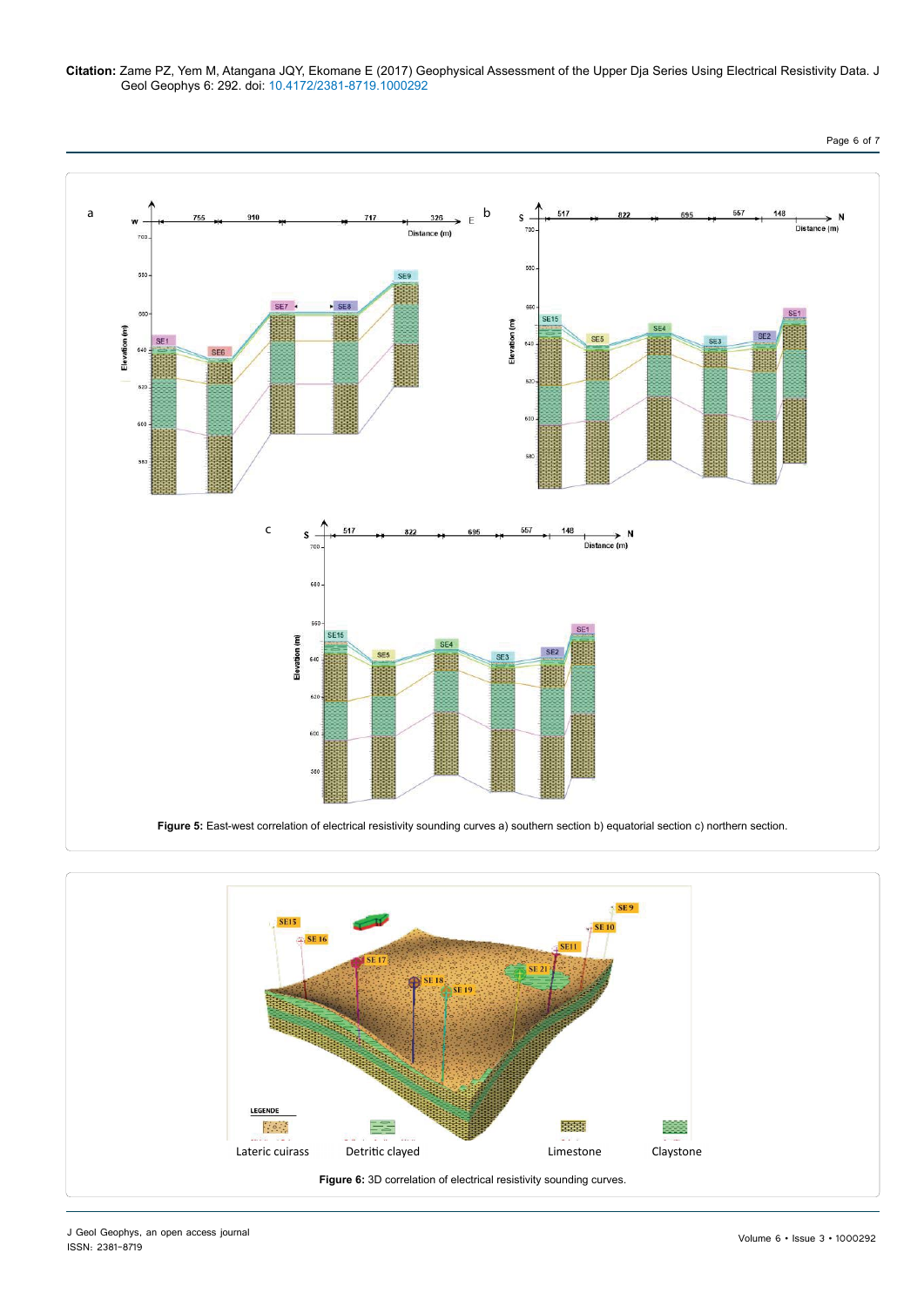**Figure 5:** East-west correlation of electrical resistivity sounding curves a) southern section b) equatorial section c) northern section.

**Figure 6:** 3D correlation of electrical resistivity sounding curves.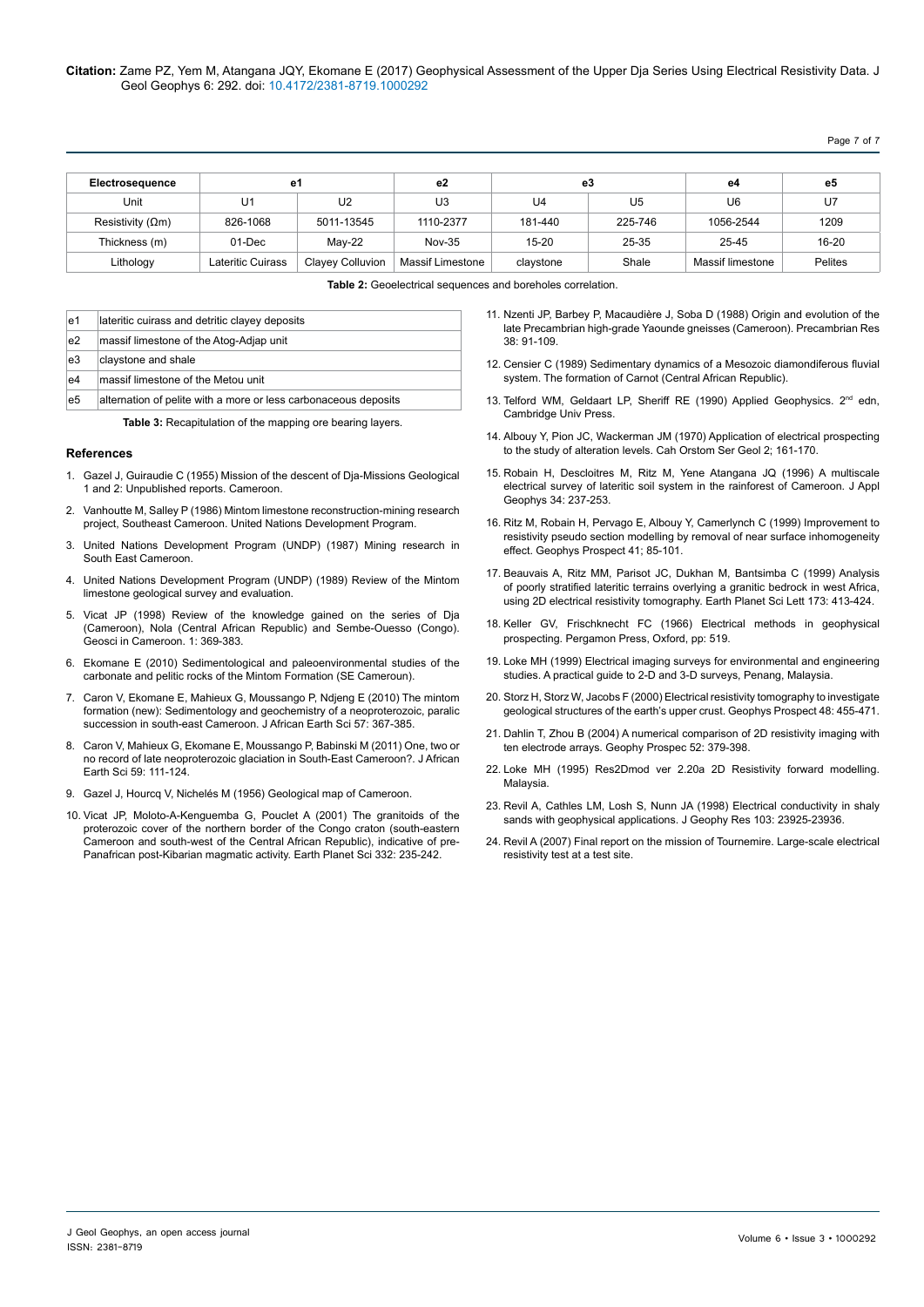| Electrosequence | e1 | | e2 | e3 | | e4 | e5 |
|---|---|---|---|---|---|---|---|
| Unit | U1 | U2 | U3 | U4 | U5 | U6 | U7 |
| Resistivity (Ωm) | 826-1068 | 5011-13545 | 1110-2377 | 181-440 | 225-746 | 1056-2544 | 1209 |
| Thickness (m) | 01-Dec | May-22 | Nov-35 | 15-20 | 25-35 | 25-45 | 16-20 |
| Lithology | Lateritic Cuirass | Clayey Colluvion | Massif Limestone | claystone | Shale | Massif limestone | Pelites |

**Table 2:** Geoelectrical sequences and boreholes correlation.

| | |
|---|---|
| e1 | lateritic cuirass and detritic clayey deposits |
| e2 | massif limestone of the Atog-Adjap unit |
| e3 | claystone and shale |
| e4 | massif limestone of the Metou unit |
| e5 | alternation of pelite with a more or less carbonaceous deposits |

**Table 3:** Recapitulation of the mapping ore bearing layers.

## References

1. Gazel J, Guiraudie C (1955) Mission of the descent of Dja-Missions Geological 1 and 2: Unpublished reports. Cameroon.
2. Vanhoutte M, Salley P (1986) Mintom limestone reconstruction-mining research project, Southeast Cameroon. United Nations Development Program.
3. United Nations Development Program (UNDP) (1987) Mining research in South East Cameroon.
4. United Nations Development Program (UNDP) (1989) Review of the Mintom limestone geological survey and evaluation.
5. Vicat JP (1998) Review of the knowledge gained on the series of Dja (Cameroon), Nola (Central African Republic) and Sembe-Ouesso (Congo). Geosci in Cameroon. 1: 369-383.
6. Ekomane E (2010) Sedimentological and paleoenvironmental studies of the carbonate and pelitic rocks of the Mintom Formation (SE Cameroun).
7. Caron V, Ekomane E, Mahieux G, Moussango P, Ndjeng E (2010) The mintom formation (new): Sedimentology and geochemistry of a neoproterozoic, paralic succession in south-east Cameroon. J African Earth Sci 57: 367-385.
8. Caron V, Mahieux G, Ekomane E, Moussango P, Babinski M (2011) One, two or no record of late neoproterozoic glaciation in South-East Cameroon?. J African Earth Sci 59: 111-124.
9. Gazel J, Hourcq V, Nichelés M (1956) Geological map of Cameroon.
10. Vicat JP, Moloto-A-Kenguemba G, Pouclet A (2001) The granitoids of the proterozoic cover of the northern border of the Congo craton (south-eastern Cameroon and south-west of the Central African Republic), indicative of pre-Panafrican post-Kibarian magmatic activity. Earth Planet Sci 332: 235-242.
11. Nzenti JP, Barbey P, Macaudière J, Soba D (1988) Origin and evolution of the late Precambrian high-grade Yaounde gneisses (Cameroon). Precambrian Res 38: 91-109.
12. Censier C (1989) Sedimentary dynamics of a Mesozoic diamondiferous fluvial system. The formation of Carnot (Central African Republic).
13. Telford WM, Geldaart LP, Sheriff RE (1990) Applied Geophysics. 2nd edn, Cambridge Univ Press.
14. Albouy Y, Pion JC, Wackerman JM (1970) Application of electrical prospecting to the study of alteration levels. Cah Orstom Ser Geol 2; 161-170.
15. Robain H, Descloitres M, Ritz M, Yene Atangana JQ (1996) A multiscale electrical survey of lateritic soil system in the rainforest of Cameroon. J Appl Geophys 34: 237-253.
16. Ritz M, Robain H, Pervago E, Albouy Y, Camerlynch C (1999) Improvement to resistivity pseudo section modelling by removal of near surface inhomogeneity effect. Geophys Prospect 41; 85-101.
17. Beauvais A, Ritz MM, Parisot JC, Dukhan M, Bantsimba C (1999) Analysis of poorly stratified lateritic terrains overlying a granitic bedrock in west Africa, using 2D electrical resistivity tomography. Earth Planet Sci Lett 173: 413-424.
18. Keller GV, Frischknecht FC (1966) Electrical methods in geophysical prospecting. Pergamon Press, Oxford, pp: 519.
19. Loke MH (1999) Electrical imaging surveys for environmental and engineering studies. A practical guide to 2-D and 3-D surveys, Penang, Malaysia.
20. Storz H, Storz W, Jacobs F (2000) Electrical resistivity tomography to investigate geological structures of the earth's upper crust. Geophys Prospect 48: 455-471.
21. Dahlin T, Zhou B (2004) A numerical comparison of 2D resistivity imaging with ten electrode arrays. Geophy Prospec 52: 379-398.
22. Loke MH (1995) Res2Dmod ver 2.20a 2D Resistivity forward modelling. Malaysia.
23. Revil A, Cathles LM, Losh S, Nunn JA (1998) Electrical conductivity in shaly sands with geophysical applications. J Geophy Res 103: 23925-23936.
24. Revil A (2007) Final report on the mission of Tournemire. Large-scale electrical resistivity test at a test site.